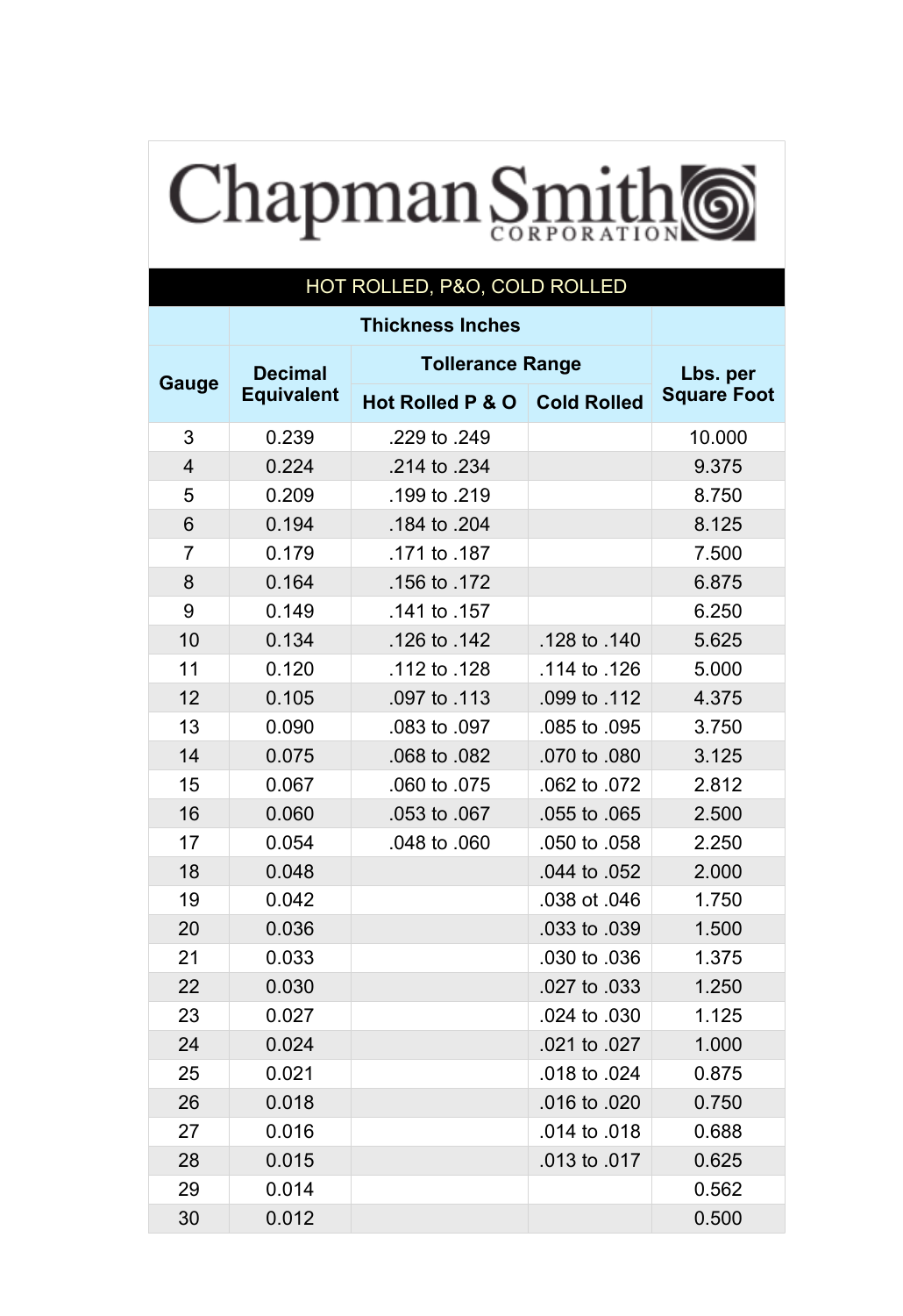# Chapman Smith CORPORATION

## HOT ROLLED, P&O, COLD ROLLED

| Gauge | Thickness Inches | | | Lbs. per Square Foot |
|---|---|---|---|---|
| | Decimal Equivalent | Tollerance Range | | |
| | | Hot Rolled P & O | Cold Rolled | |
| 3 | 0.239 | .229 to .249 | | 10.000 |
| 4 | 0.224 | .214 to .234 | | 9.375 |
| 5 | 0.209 | .199 to .219 | | 8.750 |
| 6 | 0.194 | .184 to .204 | | 8.125 |
| 7 | 0.179 | .171 to .187 | | 7.500 |
| 8 | 0.164 | .156 to .172 | | 6.875 |
| 9 | 0.149 | .141 to .157 | | 6.250 |
| 10 | 0.134 | .126 to .142 | .128 to .140 | 5.625 |
| 11 | 0.120 | .112 to .128 | .114 to .126 | 5.000 |
| 12 | 0.105 | .097 to .113 | .099 to .112 | 4.375 |
| 13 | 0.090 | .083 to .097 | .085 to .095 | 3.750 |
| 14 | 0.075 | .068 to .082 | .070 to .080 | 3.125 |
| 15 | 0.067 | .060 to .075 | .062 to .072 | 2.812 |
| 16 | 0.060 | .053 to .067 | .055 to .065 | 2.500 |
| 17 | 0.054 | .048 to .060 | .050 to .058 | 2.250 |
| 18 | 0.048 | | .044 to .052 | 2.000 |
| 19 | 0.042 | | .038 ot .046 | 1.750 |
| 20 | 0.036 | | .033 to .039 | 1.500 |
| 21 | 0.033 | | .030 to .036 | 1.375 |
| 22 | 0.030 | | .027 to .033 | 1.250 |
| 23 | 0.027 | | .024 to .030 | 1.125 |
| 24 | 0.024 | | .021 to .027 | 1.000 |
| 25 | 0.021 | | .018 to .024 | 0.875 |
| 26 | 0.018 | | .016 to .020 | 0.750 |
| 27 | 0.016 | | .014 to .018 | 0.688 |
| 28 | 0.015 | | .013 to .017 | 0.625 |
| 29 | 0.014 | | | 0.562 |
| 30 | 0.012 | | | 0.500 |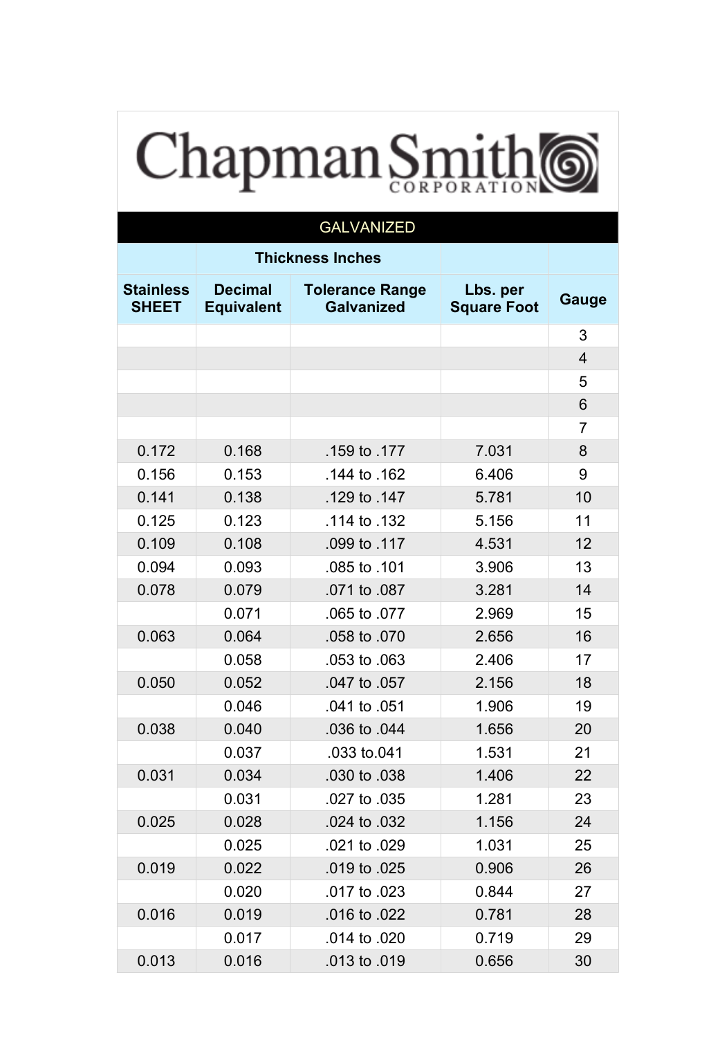# Chapman Smith Corporation

## GALVANIZED

| | Thickness Inches | | | |
|---|---|---|---|---|
| **Stainless SHEET** | **Decimal Equivalent** | **Tolerance Range Galvanized** | **Lbs. per Square Foot** | **Gauge** |
| | | | | 3 |
| | | | | 4 |
| | | | | 5 |
| | | | | 6 |
| | | | | 7 |
| 0.172 | 0.168 | .159 to .177 | 7.031 | 8 |
| 0.156 | 0.153 | .144 to .162 | 6.406 | 9 |
| 0.141 | 0.138 | .129 to .147 | 5.781 | 10 |
| 0.125 | 0.123 | .114 to .132 | 5.156 | 11 |
| 0.109 | 0.108 | .099 to .117 | 4.531 | 12 |
| 0.094 | 0.093 | .085 to .101 | 3.906 | 13 |
| 0.078 | 0.079 | .071 to .087 | 3.281 | 14 |
| | 0.071 | .065 to .077 | 2.969 | 15 |
| 0.063 | 0.064 | .058 to .070 | 2.656 | 16 |
| | 0.058 | .053 to .063 | 2.406 | 17 |
| 0.050 | 0.052 | .047 to .057 | 2.156 | 18 |
| | 0.046 | .041 to .051 | 1.906 | 19 |
| 0.038 | 0.040 | .036 to .044 | 1.656 | 20 |
| | 0.037 | .033 to.041 | 1.531 | 21 |
| 0.031 | 0.034 | .030 to .038 | 1.406 | 22 |
| | 0.031 | .027 to .035 | 1.281 | 23 |
| 0.025 | 0.028 | .024 to .032 | 1.156 | 24 |
| | 0.025 | .021 to .029 | 1.031 | 25 |
| 0.019 | 0.022 | .019 to .025 | 0.906 | 26 |
| | 0.020 | .017 to .023 | 0.844 | 27 |
| 0.016 | 0.019 | .016 to .022 | 0.781 | 28 |
| | 0.017 | .014 to .020 | 0.719 | 29 |
| 0.013 | 0.016 | .013 to .019 | 0.656 | 30 |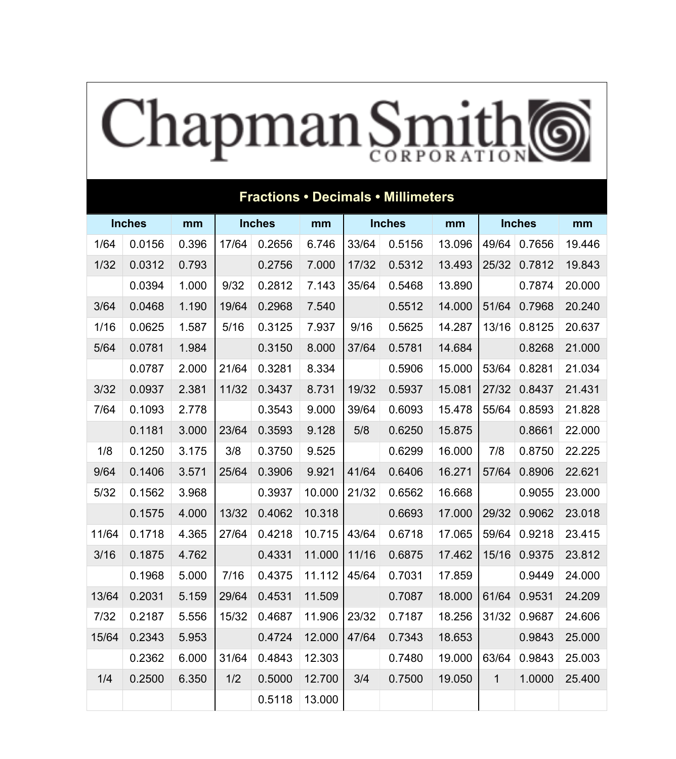# Chapman Smith Corporation

## Fractions • Decimals • Millimeters

| Inches | | mm | Inches | | mm | Inches | | mm | Inches | | mm |
|---|---|---|---|---|---|---|---|---|---|---|---|
| 1/64 | 0.0156 | 0.396 | 17/64 | 0.2656 | 6.746 | 33/64 | 0.5156 | 13.096 | 49/64 | 0.7656 | 19.446 |
| 1/32 | 0.0312 | 0.793 | | 0.2756 | 7.000 | 17/32 | 0.5312 | 13.493 | 25/32 | 0.7812 | 19.843 |
| | 0.0394 | 1.000 | 9/32 | 0.2812 | 7.143 | 35/64 | 0.5468 | 13.890 | | 0.7874 | 20.000 |
| 3/64 | 0.0468 | 1.190 | 19/64 | 0.2968 | 7.540 | | 0.5512 | 14.000 | 51/64 | 0.7968 | 20.240 |
| 1/16 | 0.0625 | 1.587 | 5/16 | 0.3125 | 7.937 | 9/16 | 0.5625 | 14.287 | 13/16 | 0.8125 | 20.637 |
| 5/64 | 0.0781 | 1.984 | | 0.3150 | 8.000 | 37/64 | 0.5781 | 14.684 | | 0.8268 | 21.000 |
| | 0.0787 | 2.000 | 21/64 | 0.3281 | 8.334 | | 0.5906 | 15.000 | 53/64 | 0.8281 | 21.034 |
| 3/32 | 0.0937 | 2.381 | 11/32 | 0.3437 | 8.731 | 19/32 | 0.5937 | 15.081 | 27/32 | 0.8437 | 21.431 |
| 7/64 | 0.1093 | 2.778 | | 0.3543 | 9.000 | 39/64 | 0.6093 | 15.478 | 55/64 | 0.8593 | 21.828 |
| | 0.1181 | 3.000 | 23/64 | 0.3593 | 9.128 | 5/8 | 0.6250 | 15.875 | | 0.8661 | 22.000 |
| 1/8 | 0.1250 | 3.175 | 3/8 | 0.3750 | 9.525 | | 0.6299 | 16.000 | 7/8 | 0.8750 | 22.225 |
| 9/64 | 0.1406 | 3.571 | 25/64 | 0.3906 | 9.921 | 41/64 | 0.6406 | 16.271 | 57/64 | 0.8906 | 22.621 |
| 5/32 | 0.1562 | 3.968 | | 0.3937 | 10.000 | 21/32 | 0.6562 | 16.668 | | 0.9055 | 23.000 |
| | 0.1575 | 4.000 | 13/32 | 0.4062 | 10.318 | | 0.6693 | 17.000 | 29/32 | 0.9062 | 23.018 |
| 11/64 | 0.1718 | 4.365 | 27/64 | 0.4218 | 10.715 | 43/64 | 0.6718 | 17.065 | 59/64 | 0.9218 | 23.415 |
| 3/16 | 0.1875 | 4.762 | | 0.4331 | 11.000 | 11/16 | 0.6875 | 17.462 | 15/16 | 0.9375 | 23.812 |
| | 0.1968 | 5.000 | 7/16 | 0.4375 | 11.112 | 45/64 | 0.7031 | 17.859 | | 0.9449 | 24.000 |
| 13/64 | 0.2031 | 5.159 | 29/64 | 0.4531 | 11.509 | | 0.7087 | 18.000 | 61/64 | 0.9531 | 24.209 |
| 7/32 | 0.2187 | 5.556 | 15/32 | 0.4687 | 11.906 | 23/32 | 0.7187 | 18.256 | 31/32 | 0.9687 | 24.606 |
| 15/64 | 0.2343 | 5.953 | | 0.4724 | 12.000 | 47/64 | 0.7343 | 18.653 | | 0.9843 | 25.000 |
| | 0.2362 | 6.000 | 31/64 | 0.4843 | 12.303 | | 0.7480 | 19.000 | 63/64 | 0.9843 | 25.003 |
| 1/4 | 0.2500 | 6.350 | 1/2 | 0.5000 | 12.700 | 3/4 | 0.7500 | 19.050 | 1 | 1.0000 | 25.400 |
| | | | | 0.5118 | 13.000 | | | | | | |